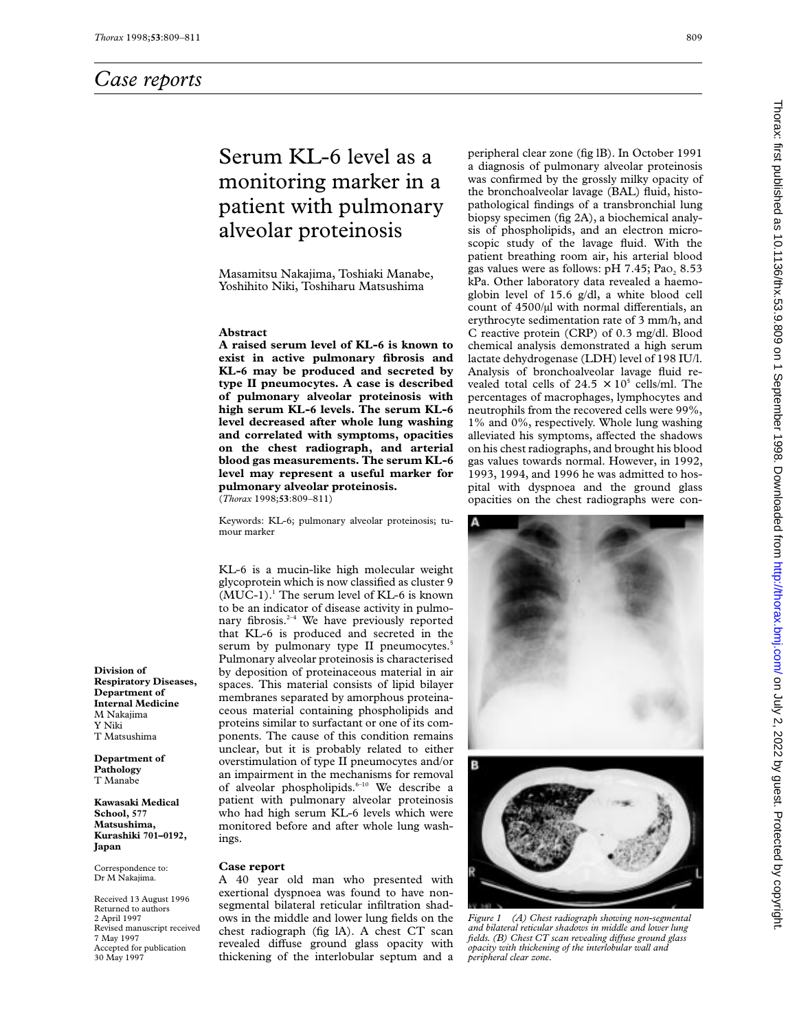# Case reports

# Serum KL-6 level as a monitoring marker in a patient with pulmonary alveolar proteinosis

Masamitsu Nakajima, Toshiaki Manabe, Yoshihito Niki, Toshiharu Matsushima

**Division of Respiratory Diseases, Department of Internal Medicine**
M Nakajima
Y Niki
T Matsushima

**Department of Pathology**
T Manabe

**Kawasaki Medical School, 577 Matsushima, Kurashiki 701–0192, Japan**

Correspondence to: Dr M Nakajima.

Received 13 August 1996
Returned to authors 2 April 1997
Revised manuscript received 7 May 1997
Accepted for publication 30 May 1997

### Abstract

**A raised serum level of KL-6 is known to exist in active pulmonary fibrosis and KL-6 may be produced and secreted by type II pneumocytes. A case is described of pulmonary alveolar proteinosis with high serum KL-6 levels. The serum KL-6 level decreased after whole lung washing and correlated with symptoms, opacities on the chest radiograph, and arterial blood gas measurements. The serum KL-6 level may represent a useful marker for pulmonary alveolar proteinosis.**
(*Thorax* 1998;**53**:809–811)

Keywords: KL-6; pulmonary alveolar proteinosis; tumour marker

KL-6 is a mucin-like high molecular weight glycoprotein which is now classified as cluster 9 (MUC-1).[1] The serum level of KL-6 is known to be an indicator of disease activity in pulmonary fibrosis.[2–4] We have previously reported that KL-6 is produced and secreted in the serum by pulmonary type II pneumocytes.[5] Pulmonary alveolar proteinosis is characterised by deposition of proteinaceous material in air spaces. This material consists of lipid bilayer membranes separated by amorphous proteinaceous material containing phospholipids and proteins similar to surfactant or one of its components. The cause of this condition remains unclear, but it is probably related to either overstimulation of type II pneumocytes and/or an impairment in the mechanisms for removal of alveolar phospholipids.[6–10] We describe a patient with pulmonary alveolar proteinosis who had high serum KL-6 levels which were monitored before and after whole lung washings.

### Case report

A 40 year old man who presented with exertional dyspnoea was found to have non-segmental bilateral reticular infiltration shadows in the middle and lower lung fields on the chest radiograph (fig 1A). A chest CT scan revealed diffuse ground glass opacity with thickening of the interlobular septum and a peripheral clear zone (fig 1B). In October 1991 a diagnosis of pulmonary alveolar proteinosis was confirmed by the grossly milky opacity of the bronchoalveolar lavage (BAL) fluid, histopathological findings of a transbronchial lung biopsy specimen (fig 2A), a biochemical analysis of phospholipids, and an electron microscopic study of the lavage fluid. With the patient breathing room air, his arterial blood gas values were as follows: pH 7.45; $Pa_{O_2}$ 8.53 kPa. Other laboratory data revealed a haemoglobin level of 15.6 g/dl, a white blood cell count of 4500/μl with normal differentials, an erythrocyte sedimentation rate of 3 mm/h, and C reactive protein (CRP) of 0.3 mg/dl. Blood chemical analysis demonstrated a high serum lactate dehydrogenase (LDH) level of 198 IU/l. Analysis of bronchoalveolar lavage fluid revealed total cells of $24.5 \times 10^5$ cells/ml. The percentages of macrophages, lymphocytes and neutrophils from the recovered cells were 99%, 1% and 0%, respectively. Whole lung washing alleviated his symptoms, affected the shadows on his chest radiographs, and brought his blood gas values towards normal. However, in 1992, 1993, 1994, and 1996 he was admitted to hospital with dyspnoea and the ground glass opacities on the chest radiographs were con-

*Figure 1 (A) Chest radiograph showing non-segmental and bilateral reticular shadows in middle and lower lung fields. (B) Chest CT scan revealing diffuse ground glass opacity with thickening of the interlobular wall and peripheral clear zone.*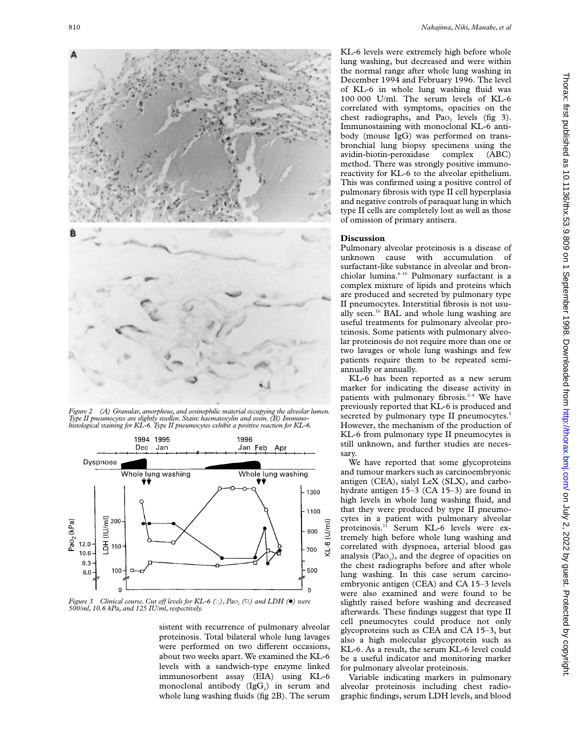*Figure 2 (A) Granular, amorphous, and eosinophilic material occupying the alveolar lumen. Type II pneumocytes are slightly swollen. Stain: haematoxylin and eosin. (B) Immunohistological staining for KL-6. Type II pneumocytes exhibit a positive reaction for KL-6.*

*Figure 3 Clinical course. Cut off levels for KL-6 (○), $Pa_{O_2}$ (□) and LDH (●) were 500/ml, 10.6 kPa, and 125 IU/ml, respectively.*

sistent with recurrence of pulmonary alveolar proteinosis. Total bilateral whole lung lavages were performed on two different occasions, about two weeks apart. We examined the KL-6 levels with a sandwich-type enzyme linked immunosorbent assay (EIA) using KL-6 monoclonal antibody ($IgG_1$) in serum and whole lung washing fluids (fig 2B). The serum KL-6 levels were extremely high before whole lung washing, but decreased and were within the normal range after whole lung washing in December 1994 and February 1996. The level of KL-6 in whole lung washing fluid was 100 000 U/ml. The serum levels of KL-6 correlated with symptoms, opacities on the chest radiographs, and $Pa_{O_2}$ levels (fig 3). Immunostaining with monoclonal KL-6 antibody (mouse IgG) was performed on transbronchial lung biopsy specimens using the avidin-biotin-peroxidase complex (ABC) method. There was strongly positive immunoreactivity for KL-6 to the alveolar epithelium. This was confirmed using a positive control of pulmonary fibrosis with type II cell hyperplasia and negative controls of paraquat lung in which type II cells are completely lost as well as those of omission of primary antisera.

## Discussion

Pulmonary alveolar proteinosis is a disease of unknown cause with accumulation of surfactant-like substance in alveolar and bronchiolar lumina.[6–10] Pulmonary surfactant is a complex mixture of lipids and proteins which are produced and secreted by pulmonary type II pneumocytes. Interstitial fibrosis is not usually seen.[10] BAL and whole lung washing are useful treatments for pulmonary alveolar proteinosis. Some patients with pulmonary alveolar proteinosis do not require more than one or two lavages or whole lung washings and few patients require them to be repeated semi-annually or annually.

KL-6 has been reported as a new serum marker for indicating the disease activity in patients with pulmonary fibrosis.[2–4] We have previously reported that KL-6 is produced and secreted by pulmonary type II pneumocytes.[5] However, the mechanism of the production of KL-6 from pulmonary type II pneumocytes is still unknown, and further studies are necessary.

We have reported that some glycoproteins and tumour markers such as carcinoembryonic antigen (CEA), sialyl LeX (SLX), and carbohydrate antigen 15–3 (CA 15–3) are found in high levels in whole lung washing fluid, and that they were produced by type II pneumocytes in a patient with pulmonary alveolar proteinosis.[11] Serum KL-6 levels were extremely high before whole lung washing and correlated with dyspnoea, arterial blood gas analysis ($Pa_{O_2}$), and the degree of opacities on the chest radiographs before and after whole lung washing. In this case serum carcinoembryonic antigen (CEA) and CA 15–3 levels were also examined and were found to be slightly raised before washing and decreased afterwards. These findings suggest that type II cell pneumocytes could produce not only glycoproteins such as CEA and CA 15–3, but also a high molecular glycoprotein such as KL-6. As a result, the serum KL-6 level could be a useful indicator and monitoring marker for pulmonary alveolar proteinosis.

Variable indicating markers in pulmonary alveolar proteinosis including chest radiographic findings, serum LDH levels, and blood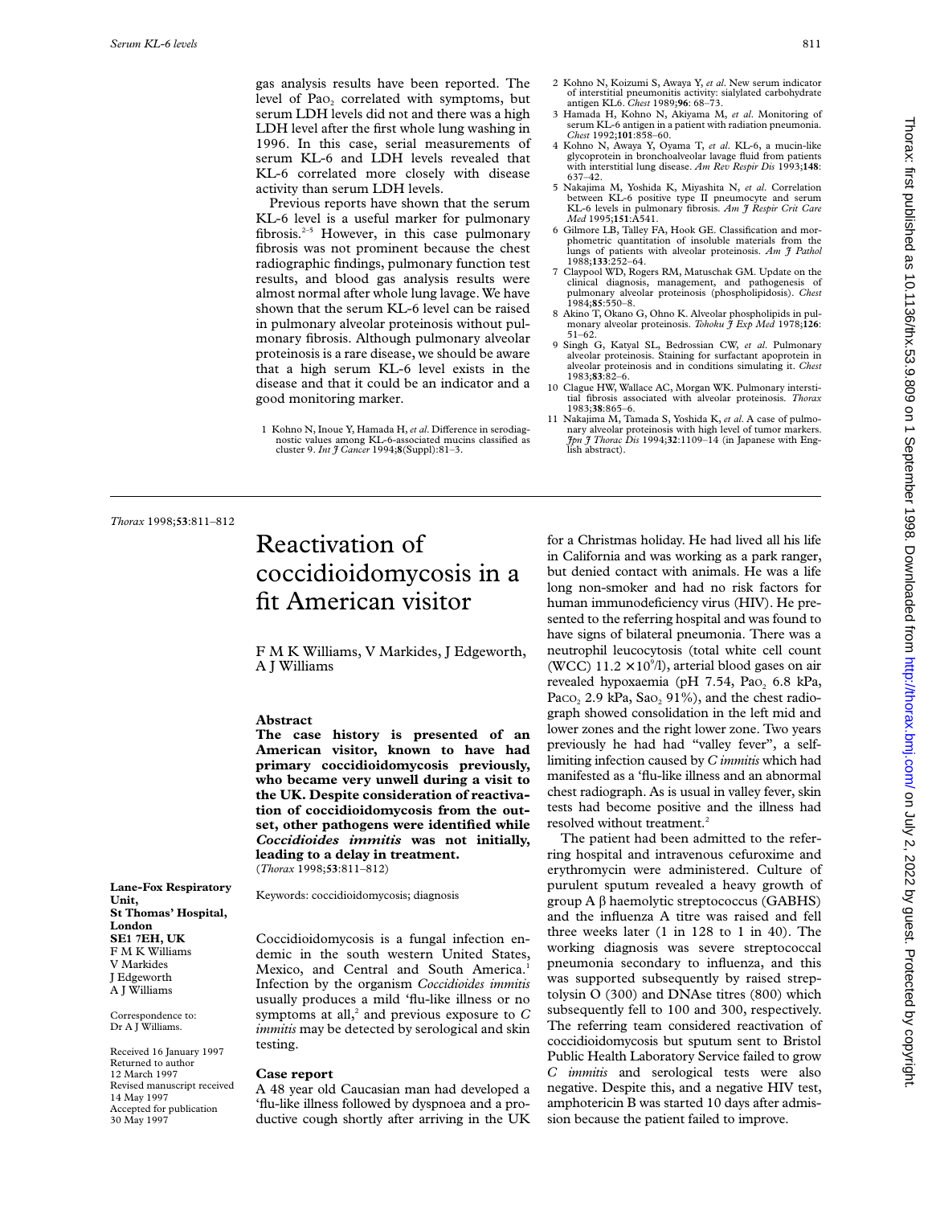gas analysis results have been reported. The level of $Pa_{O_2}$ correlated with symptoms, but serum LDH levels did not and there was a high LDH level after the first whole lung washing in 1996. In this case, serial measurements of serum KL-6 and LDH levels revealed that KL-6 correlated more closely with disease activity than serum LDH levels.

Previous reports have shown that the serum KL-6 level is a useful marker for pulmonary fibrosis.[2–5] However, in this case pulmonary fibrosis was not prominent because the chest radiographic findings, pulmonary function test results, and blood gas analysis results were almost normal after whole lung lavage. We have shown that the serum KL-6 level can be raised in pulmonary alveolar proteinosis without pulmonary fibrosis. Although pulmonary alveolar proteinosis is a rare disease, we should be aware that a high serum KL-6 level exists in the disease and that it could be an indicator and a good monitoring marker.

1 Kohno N, Inoue Y, Hamada H, *et al*. Difference in serodiagnostic values among KL-6-associated mucins classified as cluster 9. *Int J Cancer* 1994;**8**(Suppl):81–3.
2 Kohno N, Koizumi S, Awaya Y, *et al*. New serum indicator of interstitial pneumonitis activity: sialylated carbohydrate antigen KL6. *Chest* 1989;**96**: 68–73.
3 Hamada H, Kohno N, Akiyama M, *et al*. Monitoring of serum KL-6 antigen in a patient with radiation pneumonia. *Chest* 1992;**101**:858–60.
4 Kohno N, Awaya Y, Oyama T, *et al*. KL-6, a mucin-like glycoprotein in bronchoalveolar lavage fluid from patients with interstitial lung disease. *Am Rev Respir Dis* 1993;**148**: 637–42.
5 Nakajima M, Yoshida K, Miyashita N, *et al*. Correlation between KL-6 positive type II pneumocyte and serum KL-6 levels in pulmonary fibrosis. *Am J Respir Crit Care Med* 1995;**151**:A541.
6 Gilmore LB, Talley FA, Hook GE. Classification and morphometric quantitation of insoluble materials from the lungs of patients with alveolar proteinosis. *Am J Pathol* 1988;**133**:252–64.
7 Claypool WD, Rogers RM, Matuschak GM. Update on the clinical diagnosis, management, and pathogenesis of pulmonary alveolar proteinosis (phospholipidosis). *Chest* 1984;**85**:550–8.
8 Akino T, Okano G, Ohno K. Alveolar phospholipids in pulmonary alveolar proteinosis. *Tohoku J Exp Med* 1978;**126**: 51–62.
9 Singh G, Katyal SL, Bedrossian CW, *et al*. Pulmonary alveolar proteinosis. Staining for surfactant apoprotein in alveolar proteinosis and in conditions simulating it. *Chest* 1983;**83**:82–6.
10 Clague HW, Wallace AC, Morgan WK. Pulmonary interstitial fibrosis associated with alveolar proteinosis. *Thorax* 1983;**38**:865–6.
11 Nakajima M, Tamada S, Yoshida K, *et al*. A case of pulmonary alveolar proteinosis with high level of tumor markers. *Jpn J Thorac Dis* 1994;**32**:1109–14 (in Japanese with English abstract).

---

*Thorax* 1998;**53**:811–812

# Reactivation of coccidioidomycosis in a fit American visitor

F M K Williams, V Markides, J Edgeworth, A J Williams

**Lane-Fox Respiratory Unit, St Thomas' Hospital, London SE1 7EH, UK**
F M K Williams
V Markides
J Edgeworth
A J Williams

Correspondence to: Dr A J Williams.

Received 16 January 1997
Returned to author 12 March 1997
Revised manuscript received 14 May 1997
Accepted for publication 30 May 1997

## Abstract

**The case history is presented of an American visitor, known to have had primary coccidioidomycosis previously, who became very unwell during a visit to the UK. Despite consideration of reactivation of coccidioidomycosis from the outset, other pathogens were identified while *Coccidioides immitis* was not initially, leading to a delay in treatment.**
(*Thorax* 1998;**53**:811–812)

Keywords: coccidioidomycosis; diagnosis

Coccidioidomycosis is a fungal infection endemic in the south western United States, Mexico, and Central and South America.[1] Infection by the organism *Coccidioides immitis* usually produces a mild 'flu-like illness or no symptoms at all,[2] and previous exposure to *C immitis* may be detected by serological and skin testing.

## Case report

A 48 year old Caucasian man had developed a 'flu-like illness followed by dyspnoea and a productive cough shortly after arriving in the UK for a Christmas holiday. He had lived all his life in California and was working as a park ranger, but denied contact with animals. He was a life long non-smoker and had no risk factors for human immunodeficiency virus (HIV). He presented to the referring hospital and was found to have signs of bilateral pneumonia. There was a neutrophil leucocytosis (total white cell count (WCC) $11.2 \times 10^9$/l), arterial blood gases on air revealed hypoxaemia (pH 7.54, $Pa_{O_2}$ 6.8 kPa, $Pa_{CO_2}$ 2.9 kPa, $Sa_{O_2}$ 91%), and the chest radiograph showed consolidation in the left mid and lower zones and the right lower zone. Two years previously he had had "valley fever", a self-limiting infection caused by *C immitis* which had manifested as a 'flu-like illness and an abnormal chest radiograph. As is usual in valley fever, skin tests had become positive and the illness had resolved without treatment.[2]

The patient had been admitted to the referring hospital and intravenous cefuroxime and erythromycin were administered. Culture of purulent sputum revealed a heavy growth of group A β haemolytic streptococcus (GABHS) and the influenza A titre was raised and fell three weeks later (1 in 128 to 1 in 40). The working diagnosis was severe streptococcal pneumonia secondary to influenza, and this was supported subsequently by raised streptolysin O (300) and DNAse titres (800) which subsequently fell to 100 and 300, respectively. The referring team considered reactivation of coccidioidomycosis but sputum sent to Bristol Public Health Laboratory Service failed to grow *C immitis* and serological tests were also negative. Despite this, and a negative HIV test, amphotericin B was started 10 days after admission because the patient failed to improve.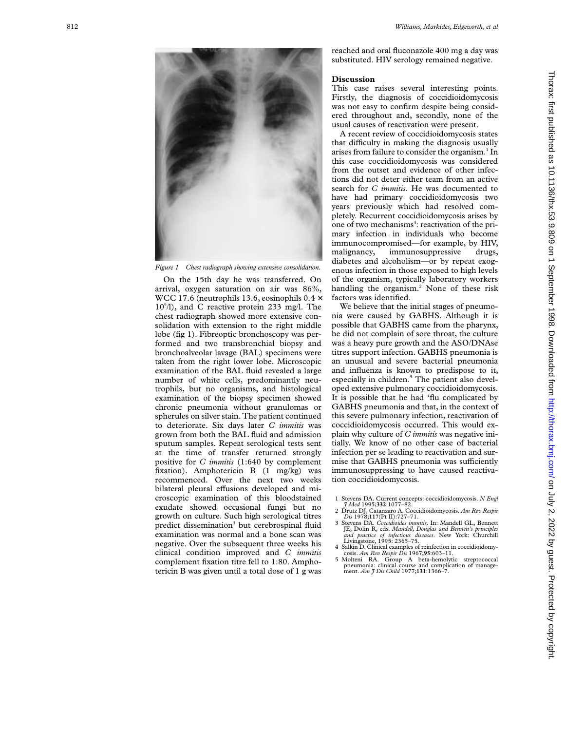*Figure 1  Chest radiograph showing extensive consolidation.*

On the 15th day he was transferred. On arrival, oxygen saturation on air was 86%, WCC 17.6 (neutrophils 13.6, eosinophils 0.4 × $10^9$/l), and C reactive protein 233 mg/l. The chest radiograph showed more extensive consolidation with extension to the right middle lobe (fig 1). Fibreoptic bronchoscopy was performed and two transbronchial biopsy and bronchoalveolar lavage (BAL) specimens were taken from the right lower lobe. Microscopic examination of the BAL fluid revealed a large number of white cells, predominantly neutrophils, but no organisms, and histological examination of the biopsy specimen showed chronic pneumonia without granulomas or spherules on silver stain. The patient continued to deteriorate. Six days later *C immitis* was grown from both the BAL fluid and admission sputum samples. Repeat serological tests sent at the time of transfer returned strongly positive for *C immitis* (1:640 by complement fixation). Amphotericin B (1 mg/kg) was recommenced. Over the next two weeks bilateral pleural effusions developed and microscopic examination of this bloodstained exudate showed occasional fungi but no growth on culture. Such high serological titres predict dissemination[3] but cerebrospinal fluid examination was normal and a bone scan was negative. Over the subsequent three weeks his clinical condition improved and *C immitis* complement fixation titre fell to 1:80. Amphotericin B was given until a total dose of 1 g was reached and oral fluconazole 400 mg a day was substituted. HIV serology remained negative.

## Discussion

This case raises several interesting points. Firstly, the diagnosis of coccidioidomycosis was not easy to confirm despite being considered throughout and, secondly, none of the usual causes of reactivation were present.

A recent review of coccidioidomycosis states that difficulty in making the diagnosis usually arises from failure to consider the organism.[1] In this case coccidioidomycosis was considered from the outset and evidence of other infections did not deter either team from an active search for *C immitis*. He was documented to have had primary coccidioidomycosis two years previously which had resolved completely. Recurrent coccidioidomycosis arises by one of two mechanisms[4]: reactivation of the primary infection in individuals who become immunocompromised—for example, by HIV, malignancy, immunosuppressive drugs, diabetes and alcoholism—or by repeat exogenous infection in those exposed to high levels of the organism, typically laboratory workers handling the organism.[2] None of these risk factors was identified.

We believe that the initial stages of pneumonia were caused by GABHS. Although it is possible that GABHS came from the pharynx, he did not complain of sore throat, the culture was a heavy pure growth and the ASO/DNAse titres support infection. GABHS pneumonia is an unusual and severe bacterial pneumonia and influenza is known to predispose to it, especially in children.[5] The patient also developed extensive pulmonary coccidioidomycosis. It is possible that he had 'flu complicated by GABHS pneumonia and that, in the context of this severe pulmonary infection, reactivation of coccidioidomycosis occurred. This would explain why culture of *C immitis* was negative initially. We know of no other case of bacterial infection per se leading to reactivation and surmise that GABHS pneumonia was sufficiently immunosuppressing to have caused reactivation coccidioidomycosis.

1 Stevens DA. Current concepts: coccidioidomycosis. *N Engl J Med* 1995;**332**:1077–82.
2 Drutz DJ, Catanzaro A. Coccidioidomycosis. *Am Rev Respir Dis* 1978;**117**(Pt II):727–71.
3 Stevens DA. *Coccidioides immitis*. In: Mandell GL, Bennett JE, Dolin R, eds. *Mandell, Douglas and Bennett's principles and practice of infectious diseases*. New York: Churchill Livingstone, 1995: 2365–75.
4 Salkin D. Clinical examples of reinfection in coccidioidomycosis. *Am Rev Respir Dis* 1967;**95**:603–11.
5 Molteni RA. Group A beta-hemolytic streptococcal pneumonia: clinical course and complication of management. *Am J Dis Child* 1977;**131**:1366–7.